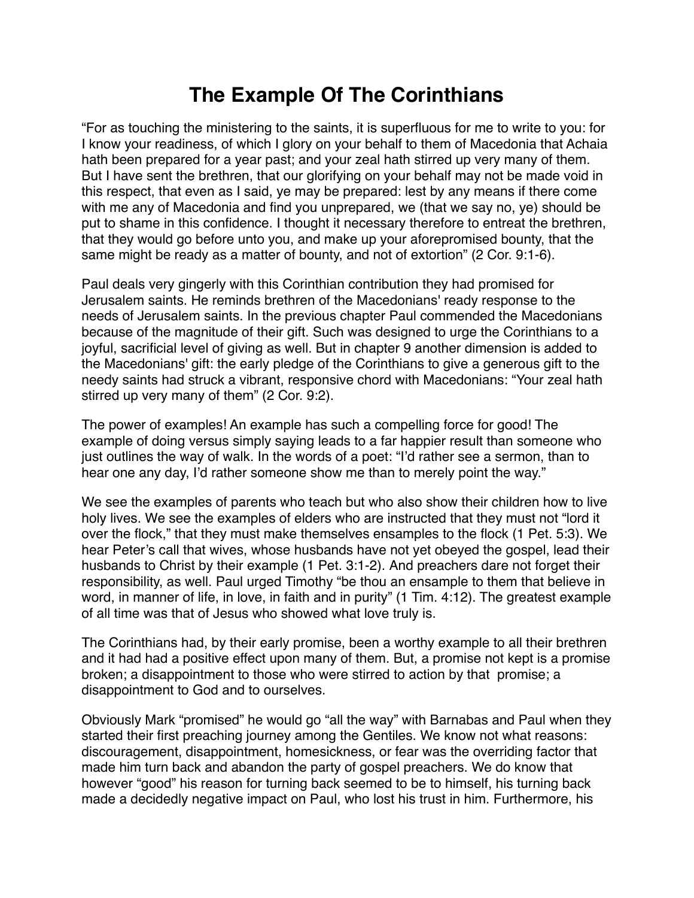# The Example Of The Corinthians

“For as touching the ministering to the saints, it is superfluous for me to write to you: for I know your readiness, of which I glory on your behalf to them of Macedonia that Achaia hath been prepared for a year past; and your zeal hath stirred up very many of them. But I have sent the brethren, that our glorifying on your behalf may not be made void in this respect, that even as I said, ye may be prepared: lest by any means if there come with me any of Macedonia and find you unprepared, we (that we say no, ye) should be put to shame in this confidence. I thought it necessary therefore to entreat the brethren, that they would go before unto you, and make up your aforepromised bounty, that the same might be ready as a matter of bounty, and not of extortion” (2 Cor. 9:1-6).

Paul deals very gingerly with this Corinthian contribution they had promised for Jerusalem saints. He reminds brethren of the Macedonians' ready response to the needs of Jerusalem saints. In the previous chapter Paul commended the Macedonians because of the magnitude of their gift. Such was designed to urge the Corinthians to a joyful, sacrificial level of giving as well. But in chapter 9 another dimension is added to the Macedonians' gift: the early pledge of the Corinthians to give a generous gift to the needy saints had struck a vibrant, responsive chord with Macedonians: “Your zeal hath stirred up very many of them” (2 Cor. 9:2).

The power of examples! An example has such a compelling force for good! The example of doing versus simply saying leads to a far happier result than someone who just outlines the way of walk. In the words of a poet: “I’d rather see a sermon, than to hear one any day, I’d rather someone show me than to merely point the way.”

We see the examples of parents who teach but who also show their children how to live holy lives. We see the examples of elders who are instructed that they must not “lord it over the flock,” that they must make themselves ensamples to the flock (1 Pet. 5:3). We hear Peter’s call that wives, whose husbands have not yet obeyed the gospel, lead their husbands to Christ by their example (1 Pet. 3:1-2). And preachers dare not forget their responsibility, as well. Paul urged Timothy “be thou an ensample to them that believe in word, in manner of life, in love, in faith and in purity” (1 Tim. 4:12). The greatest example of all time was that of Jesus who showed what love truly is.

The Corinthians had, by their early promise, been a worthy example to all their brethren and it had had a positive effect upon many of them. But, a promise not kept is a promise broken; a disappointment to those who were stirred to action by that promise; a disappointment to God and to ourselves.

Obviously Mark “promised” he would go “all the way” with Barnabas and Paul when they started their first preaching journey among the Gentiles. We know not what reasons: discouragement, disappointment, homesickness, or fear was the overriding factor that made him turn back and abandon the party of gospel preachers. We do know that however “good” his reason for turning back seemed to be to himself, his turning back made a decidedly negative impact on Paul, who lost his trust in him. Furthermore, his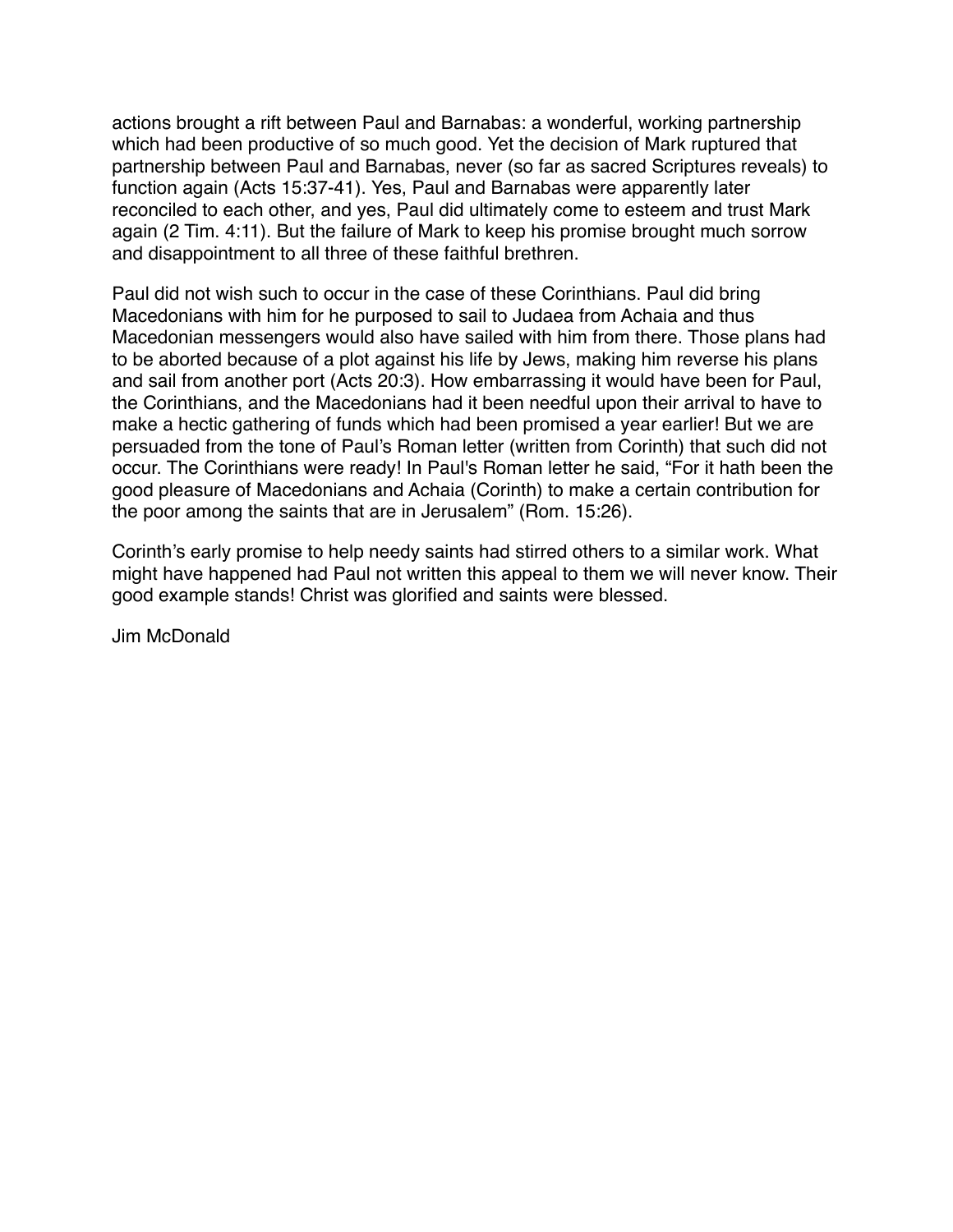actions brought a rift between Paul and Barnabas: a wonderful, working partnership which had been productive of so much good. Yet the decision of Mark ruptured that partnership between Paul and Barnabas, never (so far as sacred Scriptures reveals) to function again (Acts 15:37-41). Yes, Paul and Barnabas were apparently later reconciled to each other, and yes, Paul did ultimately come to esteem and trust Mark again (2 Tim. 4:11). But the failure of Mark to keep his promise brought much sorrow and disappointment to all three of these faithful brethren.

Paul did not wish such to occur in the case of these Corinthians. Paul did bring Macedonians with him for he purposed to sail to Judaea from Achaia and thus Macedonian messengers would also have sailed with him from there. Those plans had to be aborted because of a plot against his life by Jews, making him reverse his plans and sail from another port (Acts 20:3). How embarrassing it would have been for Paul, the Corinthians, and the Macedonians had it been needful upon their arrival to have to make a hectic gathering of funds which had been promised a year earlier! But we are persuaded from the tone of Paul's Roman letter (written from Corinth) that such did not occur. The Corinthians were ready! In Paul's Roman letter he said, "For it hath been the good pleasure of Macedonians and Achaia (Corinth) to make a certain contribution for the poor among the saints that are in Jerusalem" (Rom. 15:26).

Corinth's early promise to help needy saints had stirred others to a similar work. What might have happened had Paul not written this appeal to them we will never know. Their good example stands! Christ was glorified and saints were blessed.

Jim McDonald